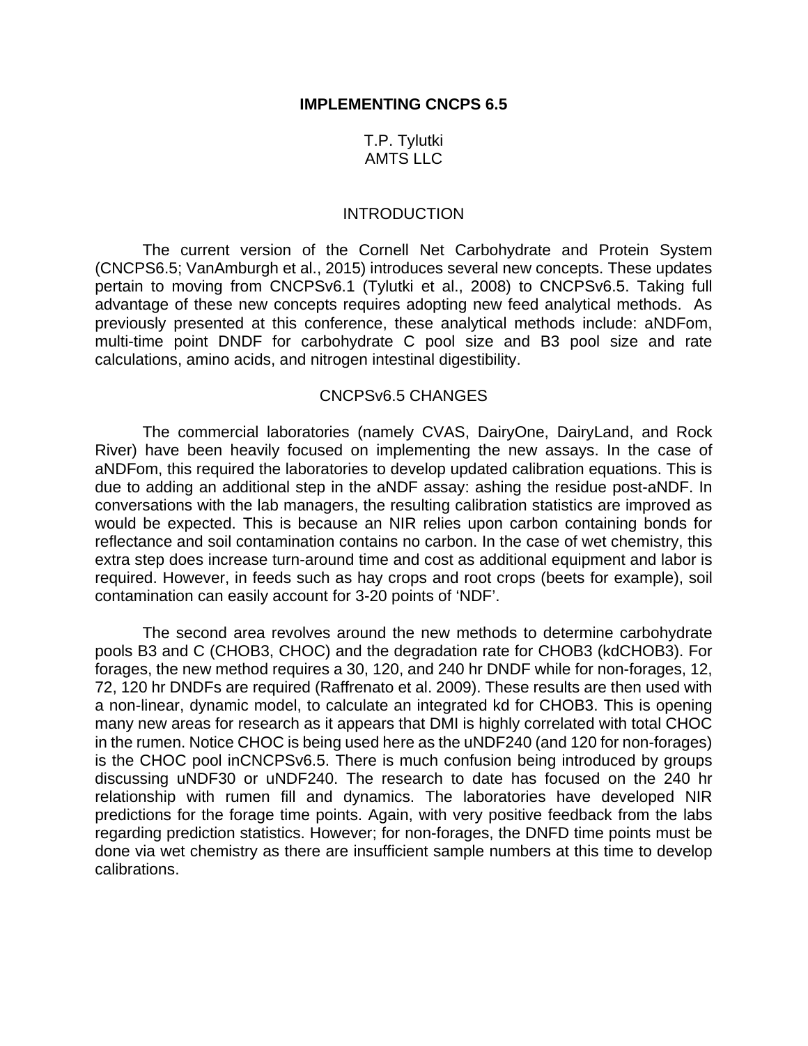# IMPLEMENTING CNCPS 6.5

T.P. Tylutki
AMTS LLC

## INTRODUCTION

The current version of the Cornell Net Carbohydrate and Protein System (CNCPS6.5; VanAmburgh et al., 2015) introduces several new concepts. These updates pertain to moving from CNCPSv6.1 (Tylutki et al., 2008) to CNCPSv6.5. Taking full advantage of these new concepts requires adopting new feed analytical methods. As previously presented at this conference, these analytical methods include: aNDFom, multi-time point DNDF for carbohydrate C pool size and B3 pool size and rate calculations, amino acids, and nitrogen intestinal digestibility.

## CNCPSv6.5 CHANGES

The commercial laboratories (namely CVAS, DairyOne, DairyLand, and Rock River) have been heavily focused on implementing the new assays. In the case of aNDFom, this required the laboratories to develop updated calibration equations. This is due to adding an additional step in the aNDF assay: ashing the residue post-aNDF. In conversations with the lab managers, the resulting calibration statistics are improved as would be expected. This is because an NIR relies upon carbon containing bonds for reflectance and soil contamination contains no carbon. In the case of wet chemistry, this extra step does increase turn-around time and cost as additional equipment and labor is required. However, in feeds such as hay crops and root crops (beets for example), soil contamination can easily account for 3-20 points of 'NDF'.

The second area revolves around the new methods to determine carbohydrate pools B3 and C (CHOB3, CHOC) and the degradation rate for CHOB3 (kdCHOB3). For forages, the new method requires a 30, 120, and 240 hr DNDF while for non-forages, 12, 72, 120 hr DNDFs are required (Raffrenato et al. 2009). These results are then used with a non-linear, dynamic model, to calculate an integrated kd for CHOB3. This is opening many new areas for research as it appears that DMI is highly correlated with total CHOC in the rumen. Notice CHOC is being used here as the uNDF240 (and 120 for non-forages) is the CHOC pool inCNCPSv6.5. There is much confusion being introduced by groups discussing uNDF30 or uNDF240. The research to date has focused on the 240 hr relationship with rumen fill and dynamics. The laboratories have developed NIR predictions for the forage time points. Again, with very positive feedback from the labs regarding prediction statistics. However; for non-forages, the DNFD time points must be done via wet chemistry as there are insufficient sample numbers at this time to develop calibrations.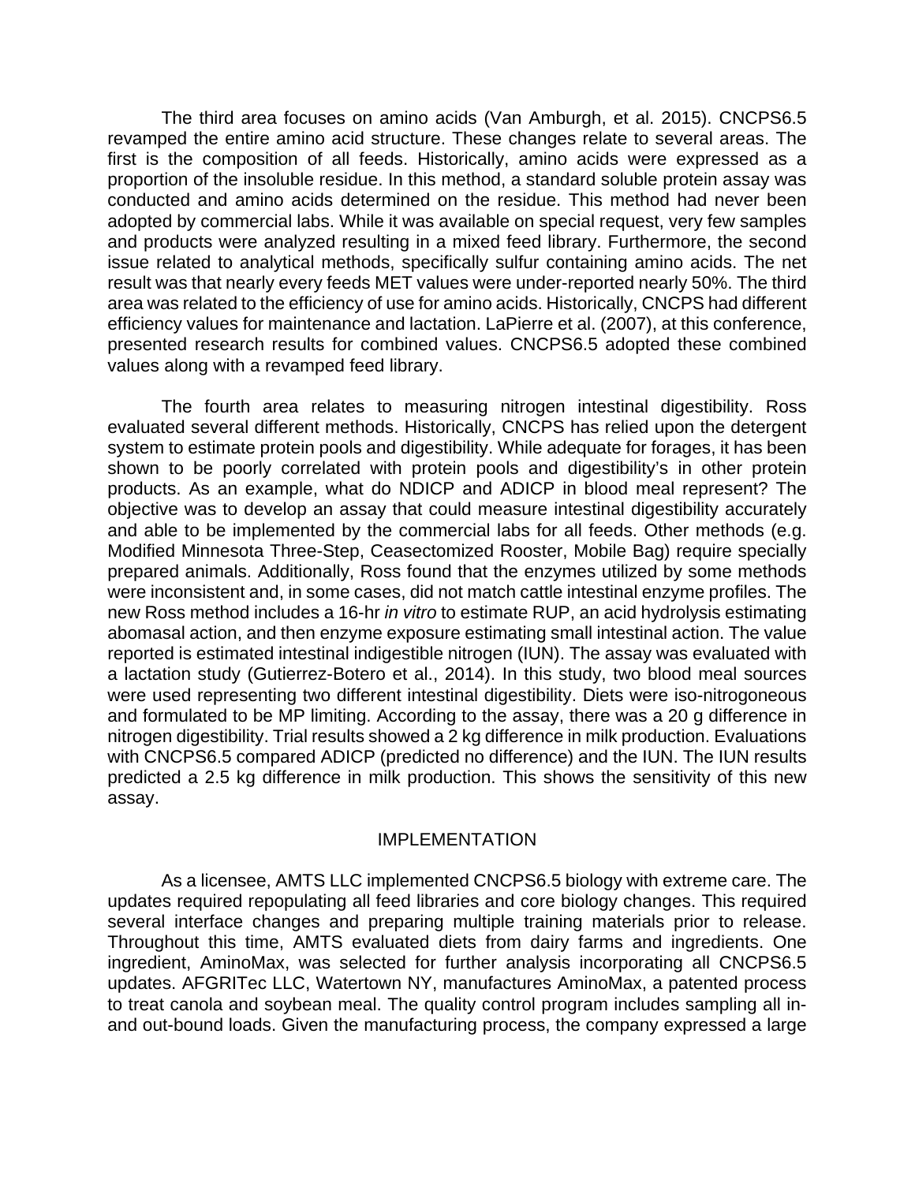The third area focuses on amino acids (Van Amburgh, et al. 2015). CNCPS6.5 revamped the entire amino acid structure. These changes relate to several areas. The first is the composition of all feeds. Historically, amino acids were expressed as a proportion of the insoluble residue. In this method, a standard soluble protein assay was conducted and amino acids determined on the residue. This method had never been adopted by commercial labs. While it was available on special request, very few samples and products were analyzed resulting in a mixed feed library. Furthermore, the second issue related to analytical methods, specifically sulfur containing amino acids. The net result was that nearly every feeds MET values were under-reported nearly 50%. The third area was related to the efficiency of use for amino acids. Historically, CNCPS had different efficiency values for maintenance and lactation. LaPierre et al. (2007), at this conference, presented research results for combined values. CNCPS6.5 adopted these combined values along with a revamped feed library.

The fourth area relates to measuring nitrogen intestinal digestibility. Ross evaluated several different methods. Historically, CNCPS has relied upon the detergent system to estimate protein pools and digestibility. While adequate for forages, it has been shown to be poorly correlated with protein pools and digestibility's in other protein products. As an example, what do NDICP and ADICP in blood meal represent? The objective was to develop an assay that could measure intestinal digestibility accurately and able to be implemented by the commercial labs for all feeds. Other methods (e.g. Modified Minnesota Three-Step, Ceasectomized Rooster, Mobile Bag) require specially prepared animals. Additionally, Ross found that the enzymes utilized by some methods were inconsistent and, in some cases, did not match cattle intestinal enzyme profiles. The new Ross method includes a 16-hr *in vitro* to estimate RUP, an acid hydrolysis estimating abomasal action, and then enzyme exposure estimating small intestinal action. The value reported is estimated intestinal indigestible nitrogen (IUN). The assay was evaluated with a lactation study (Gutierrez-Botero et al., 2014). In this study, two blood meal sources were used representing two different intestinal digestibility. Diets were iso-nitrogoneous and formulated to be MP limiting. According to the assay, there was a 20 g difference in nitrogen digestibility. Trial results showed a 2 kg difference in milk production. Evaluations with CNCPS6.5 compared ADICP (predicted no difference) and the IUN. The IUN results predicted a 2.5 kg difference in milk production. This shows the sensitivity of this new assay.

## IMPLEMENTATION

As a licensee, AMTS LLC implemented CNCPS6.5 biology with extreme care. The updates required repopulating all feed libraries and core biology changes. This required several interface changes and preparing multiple training materials prior to release. Throughout this time, AMTS evaluated diets from dairy farms and ingredients. One ingredient, AminoMax, was selected for further analysis incorporating all CNCPS6.5 updates. AFGRITec LLC, Watertown NY, manufactures AminoMax, a patented process to treat canola and soybean meal. The quality control program includes sampling all in- and out-bound loads. Given the manufacturing process, the company expressed a large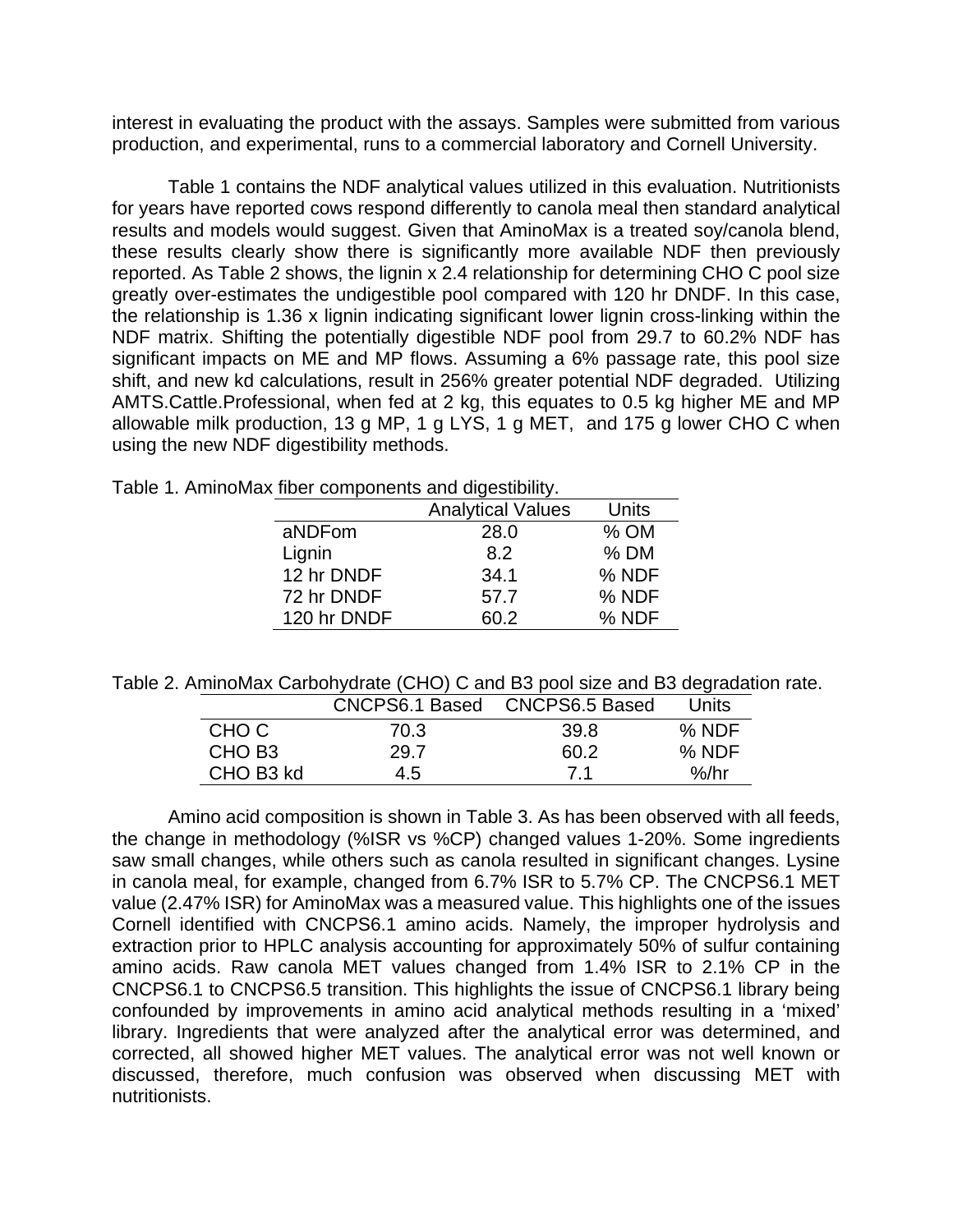interest in evaluating the product with the assays. Samples were submitted from various production, and experimental, runs to a commercial laboratory and Cornell University.

Table 1 contains the NDF analytical values utilized in this evaluation. Nutritionists for years have reported cows respond differently to canola meal then standard analytical results and models would suggest. Given that AminoMax is a treated soy/canola blend, these results clearly show there is significantly more available NDF then previously reported. As Table 2 shows, the lignin x 2.4 relationship for determining CHO C pool size greatly over-estimates the undigestible pool compared with 120 hr DNDF. In this case, the relationship is 1.36 x lignin indicating significant lower lignin cross-linking within the NDF matrix. Shifting the potentially digestible NDF pool from 29.7 to 60.2% NDF has significant impacts on ME and MP flows. Assuming a 6% passage rate, this pool size shift, and new kd calculations, result in 256% greater potential NDF degraded. Utilizing AMTS.Cattle.Professional, when fed at 2 kg, this equates to 0.5 kg higher ME and MP allowable milk production, 13 g MP, 1 g LYS, 1 g MET, and 175 g lower CHO C when using the new NDF digestibility methods.

Table 1. AminoMax fiber components and digestibility.

| | Analytical Values | Units |
|---|---|---|
| aNDFom | 28.0 | % OM |
| Lignin | 8.2 | % DM |
| 12 hr DNDF | 34.1 | % NDF |
| 72 hr DNDF | 57.7 | % NDF |
| 120 hr DNDF | 60.2 | % NDF |

Table 2. AminoMax Carbohydrate (CHO) C and B3 pool size and B3 degradation rate.

| | CNCPS6.1 Based | CNCPS6.5 Based | Units |
|---|---|---|---|
| CHO C | 70.3 | 39.8 | % NDF |
| CHO B3 | 29.7 | 60.2 | % NDF |
| CHO B3 kd | 4.5 | 7.1 | %/hr |

Amino acid composition is shown in Table 3. As has been observed with all feeds, the change in methodology (%ISR vs %CP) changed values 1-20%. Some ingredients saw small changes, while others such as canola resulted in significant changes. Lysine in canola meal, for example, changed from 6.7% ISR to 5.7% CP. The CNCPS6.1 MET value (2.47% ISR) for AminoMax was a measured value. This highlights one of the issues Cornell identified with CNCPS6.1 amino acids. Namely, the improper hydrolysis and extraction prior to HPLC analysis accounting for approximately 50% of sulfur containing amino acids. Raw canola MET values changed from 1.4% ISR to 2.1% CP in the CNCPS6.1 to CNCPS6.5 transition. This highlights the issue of CNCPS6.1 library being confounded by improvements in amino acid analytical methods resulting in a 'mixed' library. Ingredients that were analyzed after the analytical error was determined, and corrected, all showed higher MET values. The analytical error was not well known or discussed, therefore, much confusion was observed when discussing MET with nutritionists.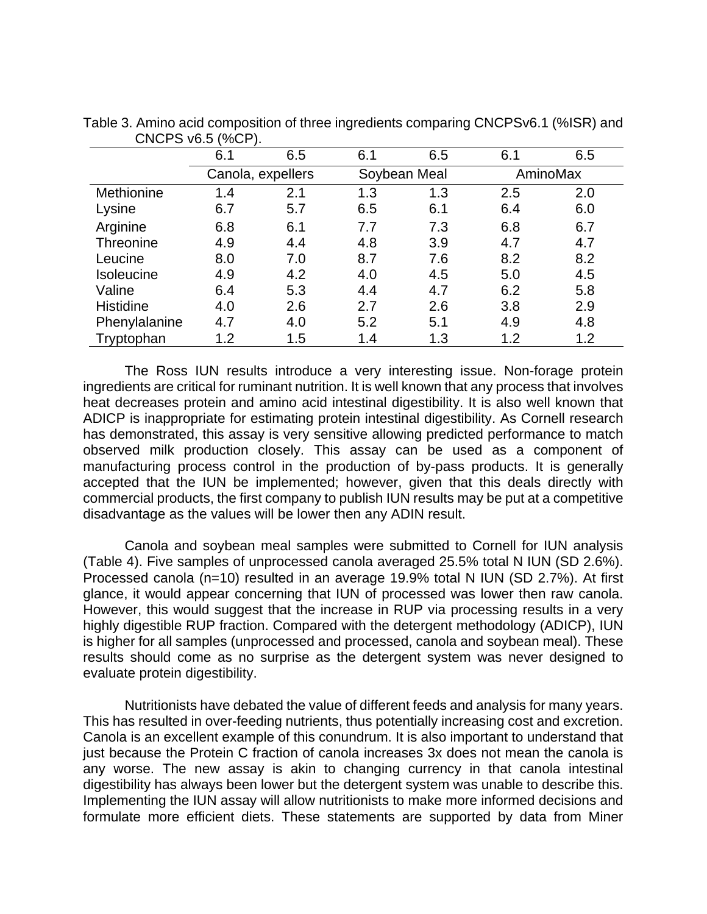Table 3. Amino acid composition of three ingredients comparing CNCPSv6.1 (%ISR) and CNCPS v6.5 (%CP).

| | 6.1 | 6.5 | 6.1 | 6.5 | 6.1 | 6.5 |
|---|---|---|---|---|---|---|
| | Canola, expellers | | Soybean Meal | | AminoMax | |
| Methionine | 1.4 | 2.1 | 1.3 | 1.3 | 2.5 | 2.0 |
| Lysine | 6.7 | 5.7 | 6.5 | 6.1 | 6.4 | 6.0 |
| Arginine | 6.8 | 6.1 | 7.7 | 7.3 | 6.8 | 6.7 |
| Threonine | 4.9 | 4.4 | 4.8 | 3.9 | 4.7 | 4.7 |
| Leucine | 8.0 | 7.0 | 8.7 | 7.6 | 8.2 | 8.2 |
| Isoleucine | 4.9 | 4.2 | 4.0 | 4.5 | 5.0 | 4.5 |
| Valine | 6.4 | 5.3 | 4.4 | 4.7 | 6.2 | 5.8 |
| Histidine | 4.0 | 2.6 | 2.7 | 2.6 | 3.8 | 2.9 |
| Phenylalanine | 4.7 | 4.0 | 5.2 | 5.1 | 4.9 | 4.8 |
| Tryptophan | 1.2 | 1.5 | 1.4 | 1.3 | 1.2 | 1.2 |

The Ross IUN results introduce a very interesting issue. Non-forage protein ingredients are critical for ruminant nutrition. It is well known that any process that involves heat decreases protein and amino acid intestinal digestibility. It is also well known that ADICP is inappropriate for estimating protein intestinal digestibility. As Cornell research has demonstrated, this assay is very sensitive allowing predicted performance to match observed milk production closely. This assay can be used as a component of manufacturing process control in the production of by-pass products. It is generally accepted that the IUN be implemented; however, given that this deals directly with commercial products, the first company to publish IUN results may be put at a competitive disadvantage as the values will be lower then any ADIN result.

Canola and soybean meal samples were submitted to Cornell for IUN analysis (Table 4). Five samples of unprocessed canola averaged 25.5% total N IUN (SD 2.6%). Processed canola (n=10) resulted in an average 19.9% total N IUN (SD 2.7%). At first glance, it would appear concerning that IUN of processed was lower then raw canola. However, this would suggest that the increase in RUP via processing results in a very highly digestible RUP fraction. Compared with the detergent methodology (ADICP), IUN is higher for all samples (unprocessed and processed, canola and soybean meal). These results should come as no surprise as the detergent system was never designed to evaluate protein digestibility.

Nutritionists have debated the value of different feeds and analysis for many years. This has resulted in over-feeding nutrients, thus potentially increasing cost and excretion. Canola is an excellent example of this conundrum. It is also important to understand that just because the Protein C fraction of canola increases 3x does not mean the canola is any worse. The new assay is akin to changing currency in that canola intestinal digestibility has always been lower but the detergent system was unable to describe this. Implementing the IUN assay will allow nutritionists to make more informed decisions and formulate more efficient diets. These statements are supported by data from Miner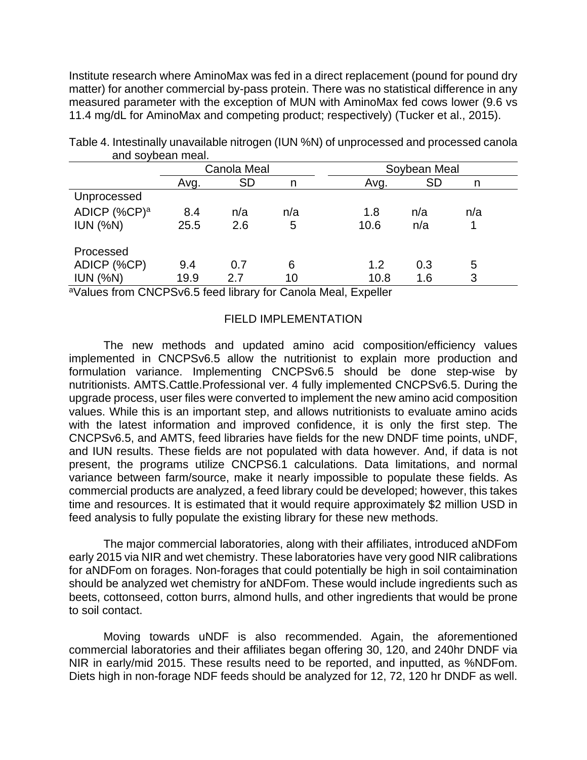Institute research where AminoMax was fed in a direct replacement (pound for pound dry matter) for another commercial by-pass protein. There was no statistical difference in any measured parameter with the exception of MUN with AminoMax fed cows lower (9.6 vs 11.4 mg/dL for AminoMax and competing product; respectively) (Tucker et al., 2015).

Table 4. Intestinally unavailable nitrogen (IUN %N) of unprocessed and processed canola and soybean meal.

| | Canola Meal | | | Soybean Meal | | |
|---|---|---|---|---|---|---|
| | Avg. | SD | n | Avg. | SD | n |
| Unprocessed | | | | | | |
| ADICP (%CP)[a] | 8.4 | n/a | n/a | 1.8 | n/a | n/a |
| IUN (%N) | 25.5 | 2.6 | 5 | 10.6 | n/a | 1 |
| Processed | | | | | | |
| ADICP (%CP) | 9.4 | 0.7 | 6 | 1.2 | 0.3 | 5 |
| IUN (%N) | 19.9 | 2.7 | 10 | 10.8 | 1.6 | 3 |

[a]Values from CNCPSv6.5 feed library for Canola Meal, Expeller

## FIELD IMPLEMENTATION

The new methods and updated amino acid composition/efficiency values implemented in CNCPSv6.5 allow the nutritionist to explain more production and formulation variance. Implementing CNCPSv6.5 should be done step-wise by nutritionists. AMTS.Cattle.Professional ver. 4 fully implemented CNCPSv6.5. During the upgrade process, user files were converted to implement the new amino acid composition values. While this is an important step, and allows nutritionists to evaluate amino acids with the latest information and improved confidence, it is only the first step. The CNCPSv6.5, and AMTS, feed libraries have fields for the new DNDF time points, uNDF, and IUN results. These fields are not populated with data however. And, if data is not present, the programs utilize CNCPS6.1 calculations. Data limitations, and normal variance between farm/source, make it nearly impossible to populate these fields. As commercial products are analyzed, a feed library could be developed; however, this takes time and resources. It is estimated that it would require approximately $2 million USD in feed analysis to fully populate the existing library for these new methods.

The major commercial laboratories, along with their affiliates, introduced aNDFom early 2015 via NIR and wet chemistry. These laboratories have very good NIR calibrations for aNDFom on forages. Non-forages that could potentially be high in soil contaimination should be analyzed wet chemistry for aNDFom. These would include ingredients such as beets, cottonseed, cotton burrs, almond hulls, and other ingredients that would be prone to soil contact.

Moving towards uNDF is also recommended. Again, the aforementioned commercial laboratories and their affiliates began offering 30, 120, and 240hr DNDF via NIR in early/mid 2015. These results need to be reported, and inputted, as %NDFom. Diets high in non-forage NDF feeds should be analyzed for 12, 72, 120 hr DNDF as well.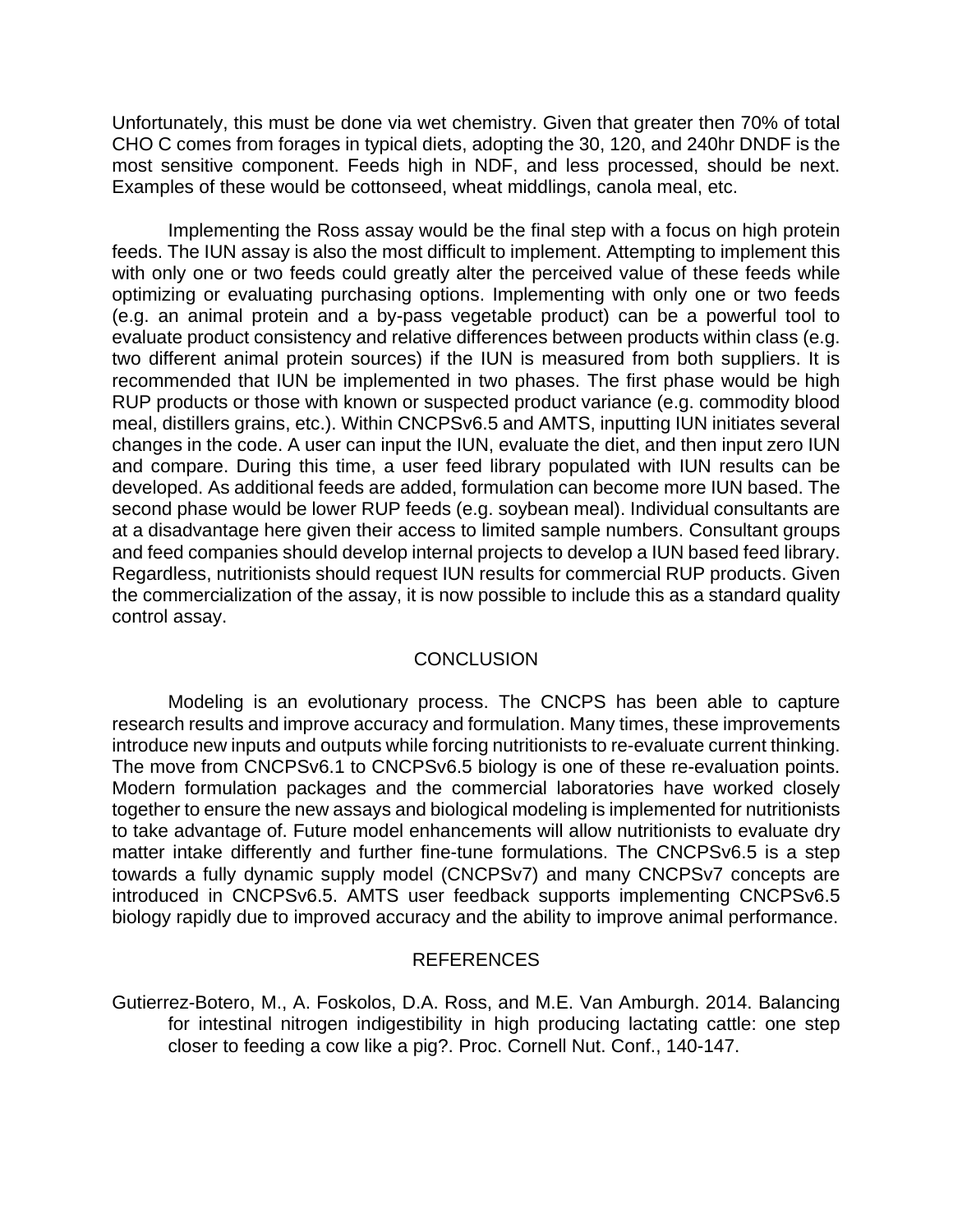Unfortunately, this must be done via wet chemistry. Given that greater then 70% of total CHO C comes from forages in typical diets, adopting the 30, 120, and 240hr DNDF is the most sensitive component. Feeds high in NDF, and less processed, should be next. Examples of these would be cottonseed, wheat middlings, canola meal, etc.

Implementing the Ross assay would be the final step with a focus on high protein feeds. The IUN assay is also the most difficult to implement. Attempting to implement this with only one or two feeds could greatly alter the perceived value of these feeds while optimizing or evaluating purchasing options. Implementing with only one or two feeds (e.g. an animal protein and a by-pass vegetable product) can be a powerful tool to evaluate product consistency and relative differences between products within class (e.g. two different animal protein sources) if the IUN is measured from both suppliers. It is recommended that IUN be implemented in two phases. The first phase would be high RUP products or those with known or suspected product variance (e.g. commodity blood meal, distillers grains, etc.). Within CNCPSv6.5 and AMTS, inputting IUN initiates several changes in the code. A user can input the IUN, evaluate the diet, and then input zero IUN and compare. During this time, a user feed library populated with IUN results can be developed. As additional feeds are added, formulation can become more IUN based. The second phase would be lower RUP feeds (e.g. soybean meal). Individual consultants are at a disadvantage here given their access to limited sample numbers. Consultant groups and feed companies should develop internal projects to develop a IUN based feed library. Regardless, nutritionists should request IUN results for commercial RUP products. Given the commercialization of the assay, it is now possible to include this as a standard quality control assay.

## CONCLUSION

Modeling is an evolutionary process. The CNCPS has been able to capture research results and improve accuracy and formulation. Many times, these improvements introduce new inputs and outputs while forcing nutritionists to re-evaluate current thinking. The move from CNCPSv6.1 to CNCPSv6.5 biology is one of these re-evaluation points. Modern formulation packages and the commercial laboratories have worked closely together to ensure the new assays and biological modeling is implemented for nutritionists to take advantage of. Future model enhancements will allow nutritionists to evaluate dry matter intake differently and further fine-tune formulations. The CNCPSv6.5 is a step towards a fully dynamic supply model (CNCPSv7) and many CNCPSv7 concepts are introduced in CNCPSv6.5. AMTS user feedback supports implementing CNCPSv6.5 biology rapidly due to improved accuracy and the ability to improve animal performance.

## REFERENCES

Gutierrez-Botero, M., A. Foskolos, D.A. Ross, and M.E. Van Amburgh. 2014. Balancing for intestinal nitrogen indigestibility in high producing lactating cattle: one step closer to feeding a cow like a pig?. Proc. Cornell Nut. Conf., 140-147.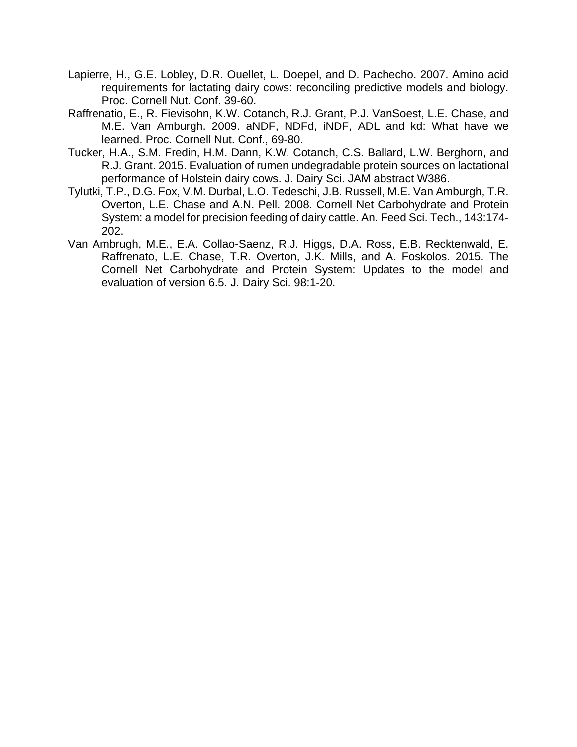Lapierre, H., G.E. Lobley, D.R. Ouellet, L. Doepel, and D. Pachecho. 2007. Amino acid requirements for lactating dairy cows: reconciling predictive models and biology. Proc. Cornell Nut. Conf. 39-60.

Raffrenatio, E., R. Fievisohn, K.W. Cotanch, R.J. Grant, P.J. VanSoest, L.E. Chase, and M.E. Van Amburgh. 2009. aNDF, NDFd, iNDF, ADL and kd: What have we learned. Proc. Cornell Nut. Conf., 69-80.

Tucker, H.A., S.M. Fredin, H.M. Dann, K.W. Cotanch, C.S. Ballard, L.W. Berghorn, and R.J. Grant. 2015. Evaluation of rumen undegradable protein sources on lactational performance of Holstein dairy cows. J. Dairy Sci. JAM abstract W386.

Tylutki, T.P., D.G. Fox, V.M. Durbal, L.O. Tedeschi, J.B. Russell, M.E. Van Amburgh, T.R. Overton, L.E. Chase and A.N. Pell. 2008. Cornell Net Carbohydrate and Protein System: a model for precision feeding of dairy cattle. An. Feed Sci. Tech., 143:174-202.

Van Ambrugh, M.E., E.A. Collao-Saenz, R.J. Higgs, D.A. Ross, E.B. Recktenwald, E. Raffrenato, L.E. Chase, T.R. Overton, J.K. Mills, and A. Foskolos. 2015. The Cornell Net Carbohydrate and Protein System: Updates to the model and evaluation of version 6.5. J. Dairy Sci. 98:1-20.